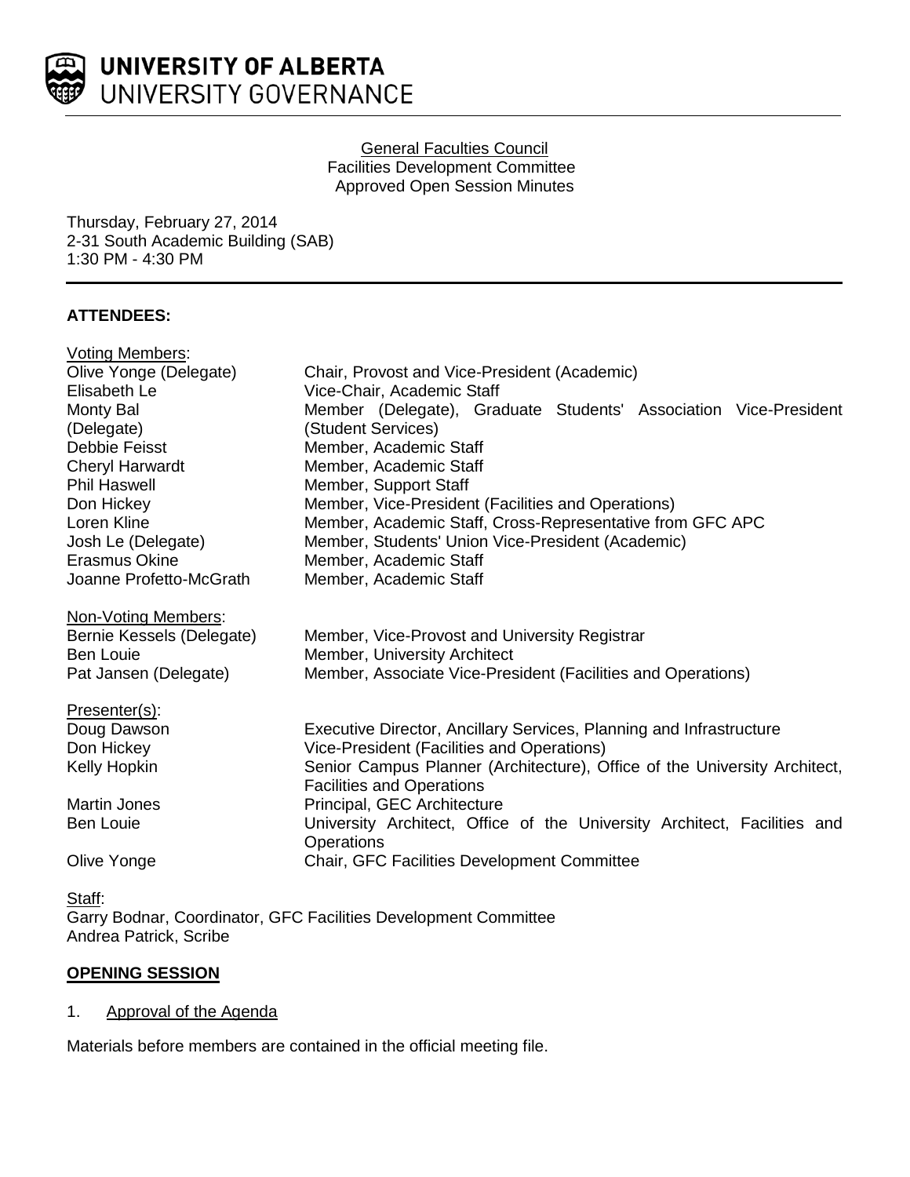# UNIVERSITY OF ALBERTA
## UNIVERSITY GOVERNANCE

General Faculties Council
Facilities Development Committee
Approved Open Session Minutes

Thursday, February 27, 2014
2-31 South Academic Building (SAB)
1:30 PM - 4:30 PM

**ATTENDEES:**

Voting Members:

| | |
|---|---|
| Olive Yonge (Delegate) | Chair, Provost and Vice-President (Academic) |
| Elisabeth Le | Vice-Chair, Academic Staff |
| Monty Bal (Delegate) | Member (Delegate), Graduate Students' Association Vice-President (Student Services) |
| Debbie Feisst | Member, Academic Staff |
| Cheryl Harwardt | Member, Academic Staff |
| Phil Haswell | Member, Support Staff |
| Don Hickey | Member, Vice-President (Facilities and Operations) |
| Loren Kline | Member, Academic Staff, Cross-Representative from GFC APC |
| Josh Le (Delegate) | Member, Students' Union Vice-President (Academic) |
| Erasmus Okine | Member, Academic Staff |
| Joanne Profetto-McGrath | Member, Academic Staff |

Non-Voting Members:

| | |
|---|---|
| Bernie Kessels (Delegate) | Member, Vice-Provost and University Registrar |
| Ben Louie | Member, University Architect |
| Pat Jansen (Delegate) | Member, Associate Vice-President (Facilities and Operations) |

Presenter(s):

| | |
|---|---|
| Doug Dawson | Executive Director, Ancillary Services, Planning and Infrastructure |
| Don Hickey | Vice-President (Facilities and Operations) |
| Kelly Hopkin | Senior Campus Planner (Architecture), Office of the University Architect, Facilities and Operations |
| Martin Jones | Principal, GEC Architecture |
| Ben Louie | University Architect, Office of the University Architect, Facilities and Operations |
| Olive Yonge | Chair, GFC Facilities Development Committee |

Staff:
Garry Bodnar, Coordinator, GFC Facilities Development Committee
Andrea Patrick, Scribe

**OPENING SESSION**

1. Approval of the Agenda

Materials before members are contained in the official meeting file.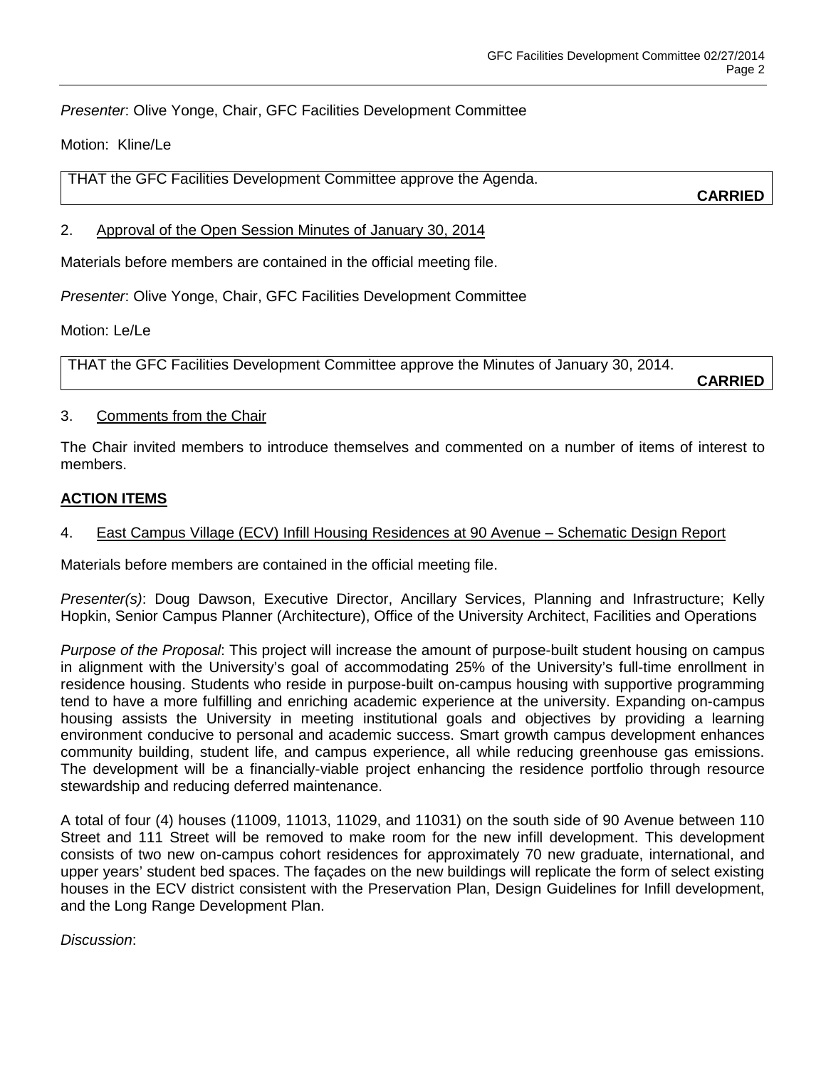*Presenter*: Olive Yonge, Chair, GFC Facilities Development Committee

Motion: Kline/Le

THAT the GFC Facilities Development Committee approve the Agenda.

**CARRIED**

2. Approval of the Open Session Minutes of January 30, 2014

Materials before members are contained in the official meeting file.

*Presenter*: Olive Yonge, Chair, GFC Facilities Development Committee

Motion: Le/Le

THAT the GFC Facilities Development Committee approve the Minutes of January 30, 2014.

**CARRIED**

3. Comments from the Chair

The Chair invited members to introduce themselves and commented on a number of items of interest to members.

## ACTION ITEMS

4. East Campus Village (ECV) Infill Housing Residences at 90 Avenue – Schematic Design Report

Materials before members are contained in the official meeting file.

*Presenter(s)*: Doug Dawson, Executive Director, Ancillary Services, Planning and Infrastructure; Kelly Hopkin, Senior Campus Planner (Architecture), Office of the University Architect, Facilities and Operations

*Purpose of the Proposal*: This project will increase the amount of purpose-built student housing on campus in alignment with the University's goal of accommodating 25% of the University's full-time enrollment in residence housing. Students who reside in purpose-built on-campus housing with supportive programming tend to have a more fulfilling and enriching academic experience at the university. Expanding on-campus housing assists the University in meeting institutional goals and objectives by providing a learning environment conducive to personal and academic success. Smart growth campus development enhances community building, student life, and campus experience, all while reducing greenhouse gas emissions. The development will be a financially-viable project enhancing the residence portfolio through resource stewardship and reducing deferred maintenance.

A total of four (4) houses (11009, 11013, 11029, and 11031) on the south side of 90 Avenue between 110 Street and 111 Street will be removed to make room for the new infill development. This development consists of two new on-campus cohort residences for approximately 70 new graduate, international, and upper years' student bed spaces. The façades on the new buildings will replicate the form of select existing houses in the ECV district consistent with the Preservation Plan, Design Guidelines for Infill development, and the Long Range Development Plan.

*Discussion*: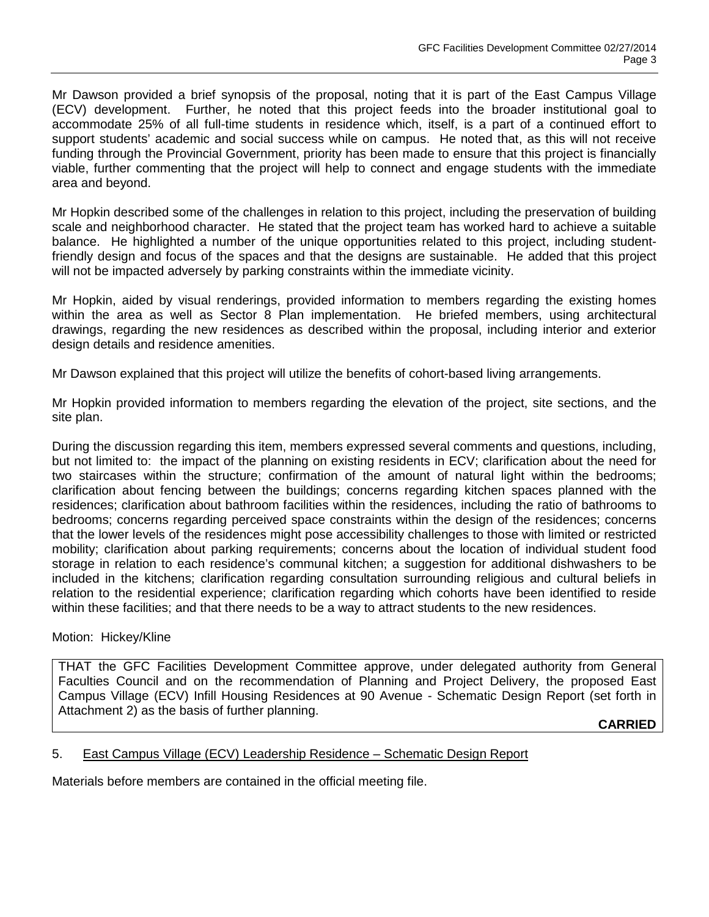Mr Dawson provided a brief synopsis of the proposal, noting that it is part of the East Campus Village (ECV) development. Further, he noted that this project feeds into the broader institutional goal to accommodate 25% of all full-time students in residence which, itself, is a part of a continued effort to support students' academic and social success while on campus. He noted that, as this will not receive funding through the Provincial Government, priority has been made to ensure that this project is financially viable, further commenting that the project will help to connect and engage students with the immediate area and beyond.

Mr Hopkin described some of the challenges in relation to this project, including the preservation of building scale and neighborhood character. He stated that the project team has worked hard to achieve a suitable balance. He highlighted a number of the unique opportunities related to this project, including student-friendly design and focus of the spaces and that the designs are sustainable. He added that this project will not be impacted adversely by parking constraints within the immediate vicinity.

Mr Hopkin, aided by visual renderings, provided information to members regarding the existing homes within the area as well as Sector 8 Plan implementation. He briefed members, using architectural drawings, regarding the new residences as described within the proposal, including interior and exterior design details and residence amenities.

Mr Dawson explained that this project will utilize the benefits of cohort-based living arrangements.

Mr Hopkin provided information to members regarding the elevation of the project, site sections, and the site plan.

During the discussion regarding this item, members expressed several comments and questions, including, but not limited to: the impact of the planning on existing residents in ECV; clarification about the need for two staircases within the structure; confirmation of the amount of natural light within the bedrooms; clarification about fencing between the buildings; concerns regarding kitchen spaces planned with the residences; clarification about bathroom facilities within the residences, including the ratio of bathrooms to bedrooms; concerns regarding perceived space constraints within the design of the residences; concerns that the lower levels of the residences might pose accessibility challenges to those with limited or restricted mobility; clarification about parking requirements; concerns about the location of individual student food storage in relation to each residence's communal kitchen; a suggestion for additional dishwashers to be included in the kitchens; clarification regarding consultation surrounding religious and cultural beliefs in relation to the residential experience; clarification regarding which cohorts have been identified to reside within these facilities; and that there needs to be a way to attract students to the new residences.

Motion: Hickey/Kline

THAT the GFC Facilities Development Committee approve, under delegated authority from General Faculties Council and on the recommendation of Planning and Project Delivery, the proposed East Campus Village (ECV) Infill Housing Residences at 90 Avenue - Schematic Design Report (set forth in Attachment 2) as the basis of further planning.

**CARRIED**

5. East Campus Village (ECV) Leadership Residence – Schematic Design Report

Materials before members are contained in the official meeting file.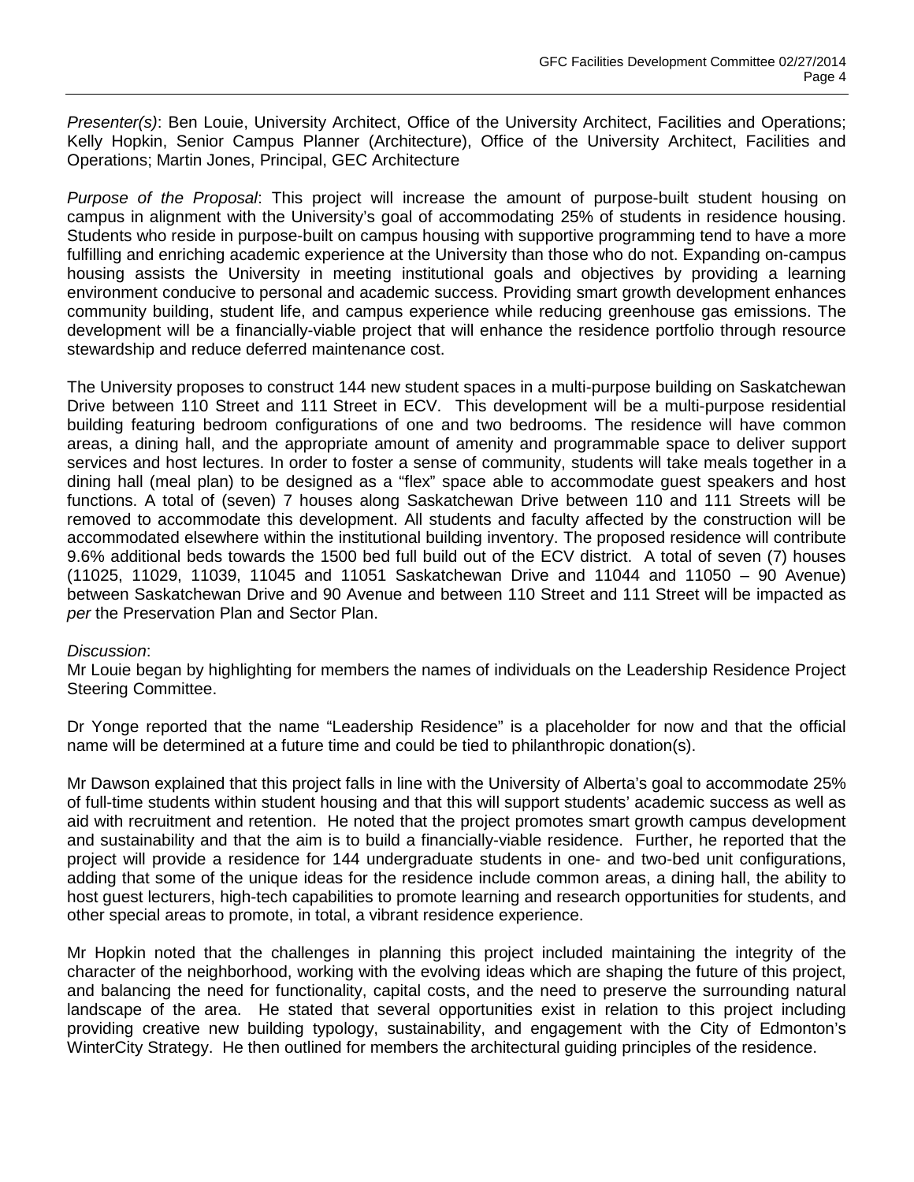*Presenter(s)*: Ben Louie, University Architect, Office of the University Architect, Facilities and Operations; Kelly Hopkin, Senior Campus Planner (Architecture), Office of the University Architect, Facilities and Operations; Martin Jones, Principal, GEC Architecture

*Purpose of the Proposal*: This project will increase the amount of purpose-built student housing on campus in alignment with the University's goal of accommodating 25% of students in residence housing. Students who reside in purpose-built on campus housing with supportive programming tend to have a more fulfilling and enriching academic experience at the University than those who do not. Expanding on-campus housing assists the University in meeting institutional goals and objectives by providing a learning environment conducive to personal and academic success. Providing smart growth development enhances community building, student life, and campus experience while reducing greenhouse gas emissions. The development will be a financially-viable project that will enhance the residence portfolio through resource stewardship and reduce deferred maintenance cost.

The University proposes to construct 144 new student spaces in a multi-purpose building on Saskatchewan Drive between 110 Street and 111 Street in ECV. This development will be a multi-purpose residential building featuring bedroom configurations of one and two bedrooms. The residence will have common areas, a dining hall, and the appropriate amount of amenity and programmable space to deliver support services and host lectures. In order to foster a sense of community, students will take meals together in a dining hall (meal plan) to be designed as a "flex" space able to accommodate guest speakers and host functions. A total of (seven) 7 houses along Saskatchewan Drive between 110 and 111 Streets will be removed to accommodate this development. All students and faculty affected by the construction will be accommodated elsewhere within the institutional building inventory. The proposed residence will contribute 9.6% additional beds towards the 1500 bed full build out of the ECV district. A total of seven (7) houses (11025, 11029, 11039, 11045 and 11051 Saskatchewan Drive and 11044 and 11050 – 90 Avenue) between Saskatchewan Drive and 90 Avenue and between 110 Street and 111 Street will be impacted as *per* the Preservation Plan and Sector Plan.

*Discussion*:
Mr Louie began by highlighting for members the names of individuals on the Leadership Residence Project Steering Committee.

Dr Yonge reported that the name "Leadership Residence" is a placeholder for now and that the official name will be determined at a future time and could be tied to philanthropic donation(s).

Mr Dawson explained that this project falls in line with the University of Alberta's goal to accommodate 25% of full-time students within student housing and that this will support students' academic success as well as aid with recruitment and retention. He noted that the project promotes smart growth campus development and sustainability and that the aim is to build a financially-viable residence. Further, he reported that the project will provide a residence for 144 undergraduate students in one- and two-bed unit configurations, adding that some of the unique ideas for the residence include common areas, a dining hall, the ability to host guest lecturers, high-tech capabilities to promote learning and research opportunities for students, and other special areas to promote, in total, a vibrant residence experience.

Mr Hopkin noted that the challenges in planning this project included maintaining the integrity of the character of the neighborhood, working with the evolving ideas which are shaping the future of this project, and balancing the need for functionality, capital costs, and the need to preserve the surrounding natural landscape of the area. He stated that several opportunities exist in relation to this project including providing creative new building typology, sustainability, and engagement with the City of Edmonton's WinterCity Strategy. He then outlined for members the architectural guiding principles of the residence.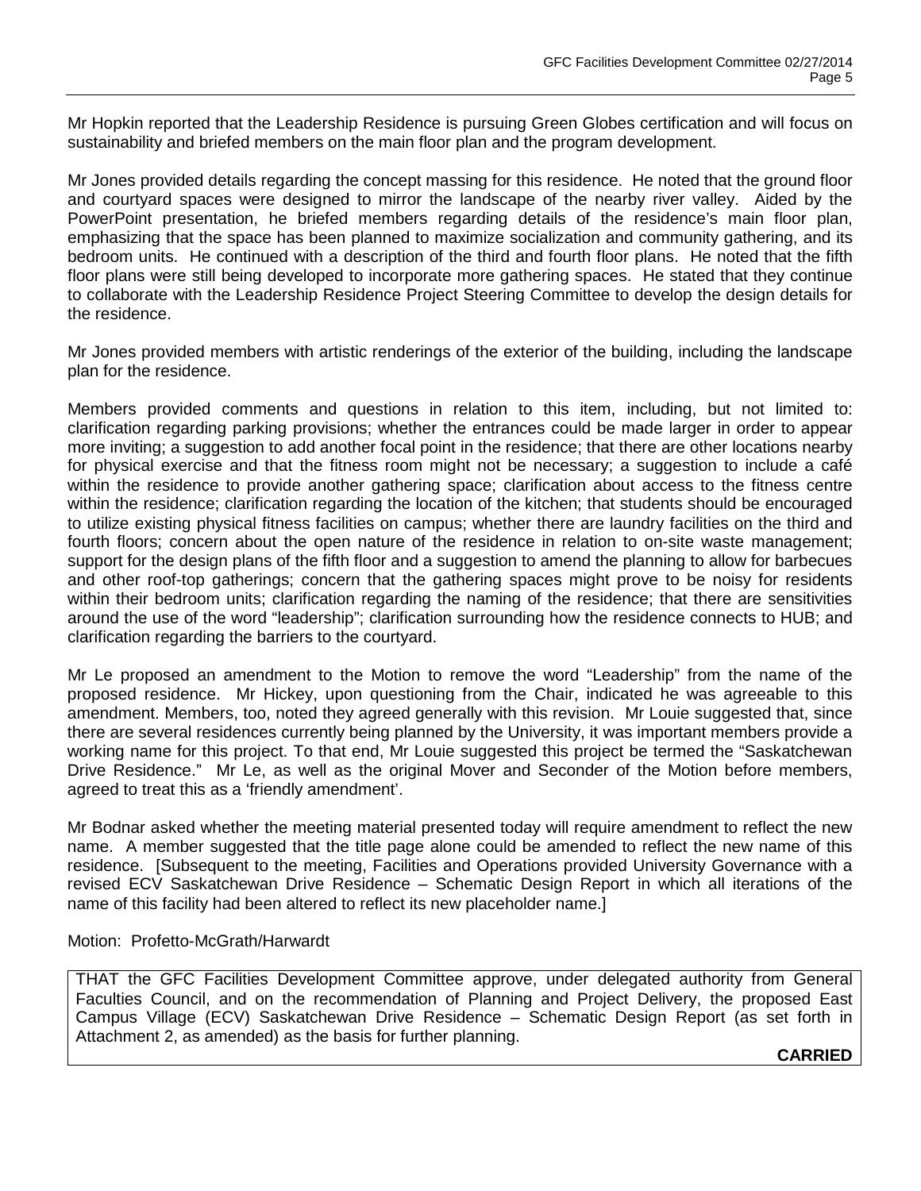Mr Hopkin reported that the Leadership Residence is pursuing Green Globes certification and will focus on sustainability and briefed members on the main floor plan and the program development.

Mr Jones provided details regarding the concept massing for this residence. He noted that the ground floor and courtyard spaces were designed to mirror the landscape of the nearby river valley. Aided by the PowerPoint presentation, he briefed members regarding details of the residence's main floor plan, emphasizing that the space has been planned to maximize socialization and community gathering, and its bedroom units. He continued with a description of the third and fourth floor plans. He noted that the fifth floor plans were still being developed to incorporate more gathering spaces. He stated that they continue to collaborate with the Leadership Residence Project Steering Committee to develop the design details for the residence.

Mr Jones provided members with artistic renderings of the exterior of the building, including the landscape plan for the residence.

Members provided comments and questions in relation to this item, including, but not limited to: clarification regarding parking provisions; whether the entrances could be made larger in order to appear more inviting; a suggestion to add another focal point in the residence; that there are other locations nearby for physical exercise and that the fitness room might not be necessary; a suggestion to include a café within the residence to provide another gathering space; clarification about access to the fitness centre within the residence; clarification regarding the location of the kitchen; that students should be encouraged to utilize existing physical fitness facilities on campus; whether there are laundry facilities on the third and fourth floors; concern about the open nature of the residence in relation to on-site waste management; support for the design plans of the fifth floor and a suggestion to amend the planning to allow for barbecues and other roof-top gatherings; concern that the gathering spaces might prove to be noisy for residents within their bedroom units; clarification regarding the naming of the residence; that there are sensitivities around the use of the word "leadership"; clarification surrounding how the residence connects to HUB; and clarification regarding the barriers to the courtyard.

Mr Le proposed an amendment to the Motion to remove the word "Leadership" from the name of the proposed residence. Mr Hickey, upon questioning from the Chair, indicated he was agreeable to this amendment. Members, too, noted they agreed generally with this revision. Mr Louie suggested that, since there are several residences currently being planned by the University, it was important members provide a working name for this project. To that end, Mr Louie suggested this project be termed the "Saskatchewan Drive Residence." Mr Le, as well as the original Mover and Seconder of the Motion before members, agreed to treat this as a 'friendly amendment'.

Mr Bodnar asked whether the meeting material presented today will require amendment to reflect the new name. A member suggested that the title page alone could be amended to reflect the new name of this residence. [Subsequent to the meeting, Facilities and Operations provided University Governance with a revised ECV Saskatchewan Drive Residence – Schematic Design Report in which all iterations of the name of this facility had been altered to reflect its new placeholder name.]

Motion: Profetto-McGrath/Harwardt

THAT the GFC Facilities Development Committee approve, under delegated authority from General Faculties Council, and on the recommendation of Planning and Project Delivery, the proposed East Campus Village (ECV) Saskatchewan Drive Residence – Schematic Design Report (as set forth in Attachment 2, as amended) as the basis for further planning.

**CARRIED**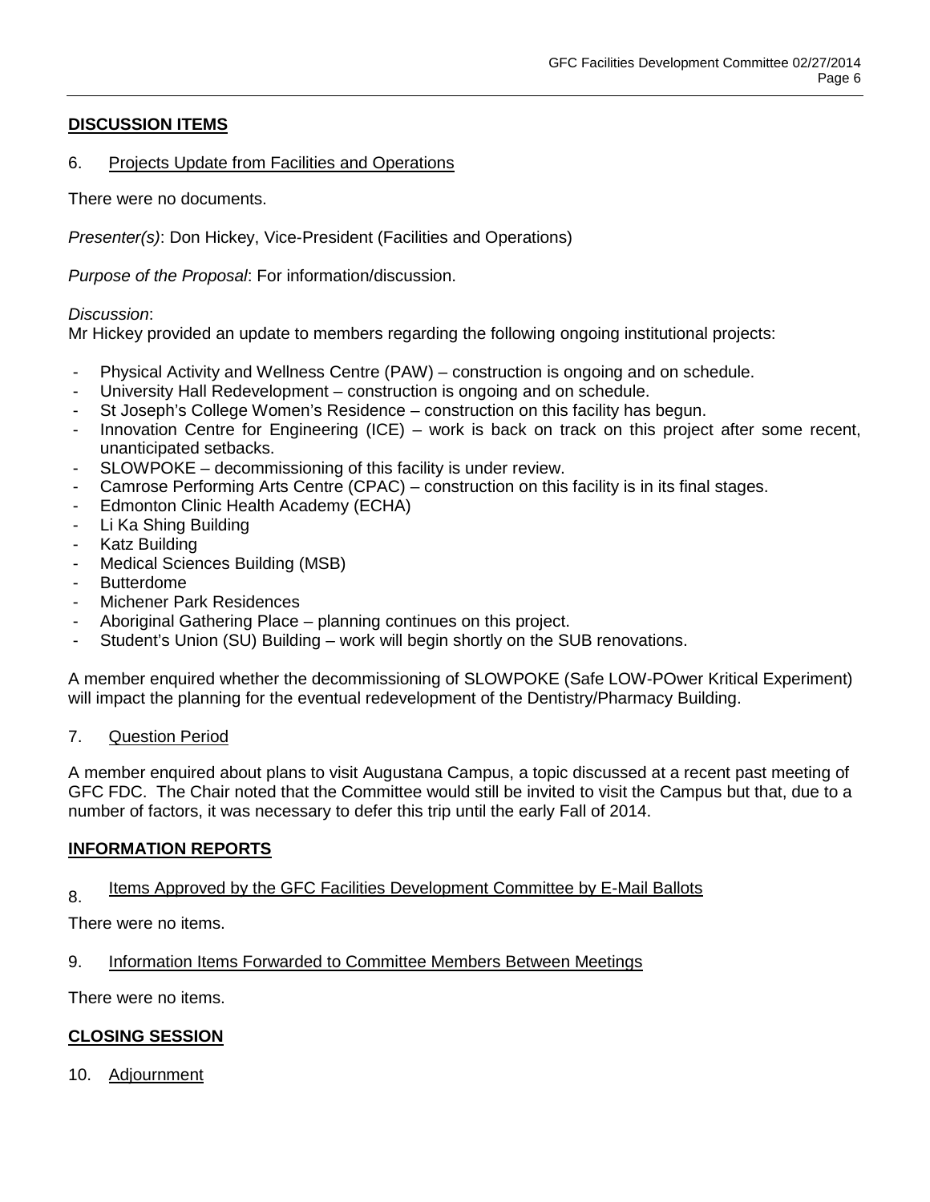**DISCUSSION ITEMS**

6. Projects Update from Facilities and Operations

There were no documents.

*Presenter(s)*: Don Hickey, Vice-President (Facilities and Operations)

*Purpose of the Proposal*: For information/discussion.

*Discussion*:
Mr Hickey provided an update to members regarding the following ongoing institutional projects:

- Physical Activity and Wellness Centre (PAW) – construction is ongoing and on schedule.
- University Hall Redevelopment – construction is ongoing and on schedule.
- St Joseph's College Women's Residence – construction on this facility has begun.
- Innovation Centre for Engineering (ICE) – work is back on track on this project after some recent, unanticipated setbacks.
- SLOWPOKE – decommissioning of this facility is under review.
- Camrose Performing Arts Centre (CPAC) – construction on this facility is in its final stages.
- Edmonton Clinic Health Academy (ECHA)
- Li Ka Shing Building
- Katz Building
- Medical Sciences Building (MSB)
- Butterdome
- Michener Park Residences
- Aboriginal Gathering Place – planning continues on this project.
- Student's Union (SU) Building – work will begin shortly on the SUB renovations.

A member enquired whether the decommissioning of SLOWPOKE (Safe LOW-POwer Kritical Experiment) will impact the planning for the eventual redevelopment of the Dentistry/Pharmacy Building.

7. Question Period

A member enquired about plans to visit Augustana Campus, a topic discussed at a recent past meeting of GFC FDC. The Chair noted that the Committee would still be invited to visit the Campus but that, due to a number of factors, it was necessary to defer this trip until the early Fall of 2014.

**INFORMATION REPORTS**

8. Items Approved by the GFC Facilities Development Committee by E-Mail Ballots

There were no items.

9. Information Items Forwarded to Committee Members Between Meetings

There were no items.

**CLOSING SESSION**

10. Adjournment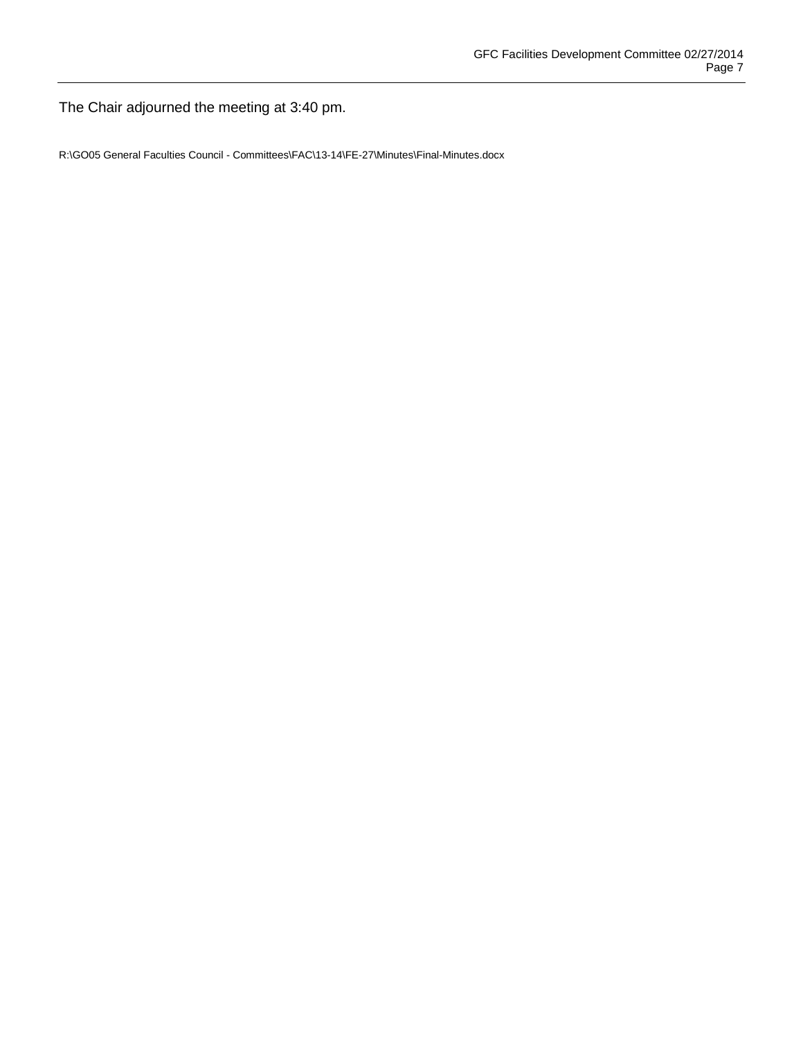The Chair adjourned the meeting at 3:40 pm.

R:\GO05 General Faculties Council - Committees\FAC\13-14\FE-27\Minutes\Final-Minutes.docx